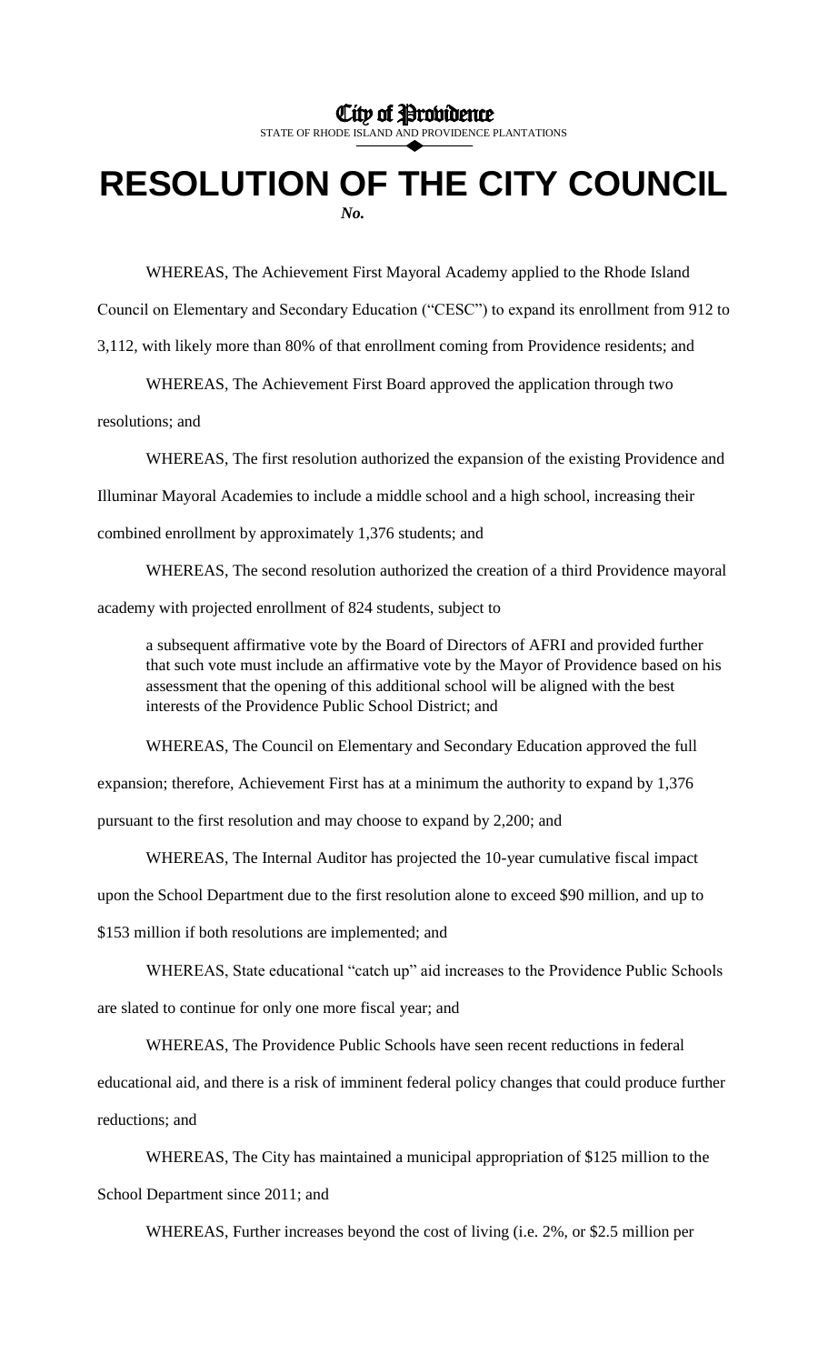City of Providence

STATE OF RHODE ISLAND AND PROVIDENCE PLANTATIONS

# RESOLUTION OF THE CITY COUNCIL

*No.*

WHEREAS, The Achievement First Mayoral Academy applied to the Rhode Island Council on Elementary and Secondary Education ("CESC") to expand its enrollment from 912 to 3,112, with likely more than 80% of that enrollment coming from Providence residents; and

WHEREAS, The Achievement First Board approved the application through two resolutions; and

WHEREAS, The first resolution authorized the expansion of the existing Providence and Illuminar Mayoral Academies to include a middle school and a high school, increasing their combined enrollment by approximately 1,376 students; and

WHEREAS, The second resolution authorized the creation of a third Providence mayoral academy with projected enrollment of 824 students, subject to

> a subsequent affirmative vote by the Board of Directors of AFRI and provided further that such vote must include an affirmative vote by the Mayor of Providence based on his assessment that the opening of this additional school will be aligned with the best interests of the Providence Public School District; and

WHEREAS, The Council on Elementary and Secondary Education approved the full expansion; therefore, Achievement First has at a minimum the authority to expand by 1,376 pursuant to the first resolution and may choose to expand by 2,200; and

WHEREAS, The Internal Auditor has projected the 10-year cumulative fiscal impact upon the School Department due to the first resolution alone to exceed $90 million, and up to $153 million if both resolutions are implemented; and

WHEREAS, State educational "catch up" aid increases to the Providence Public Schools are slated to continue for only one more fiscal year; and

WHEREAS, The Providence Public Schools have seen recent reductions in federal educational aid, and there is a risk of imminent federal policy changes that could produce further reductions; and

WHEREAS, The City has maintained a municipal appropriation of $125 million to the School Department since 2011; and

WHEREAS, Further increases beyond the cost of living (i.e. 2%, or $2.5 million per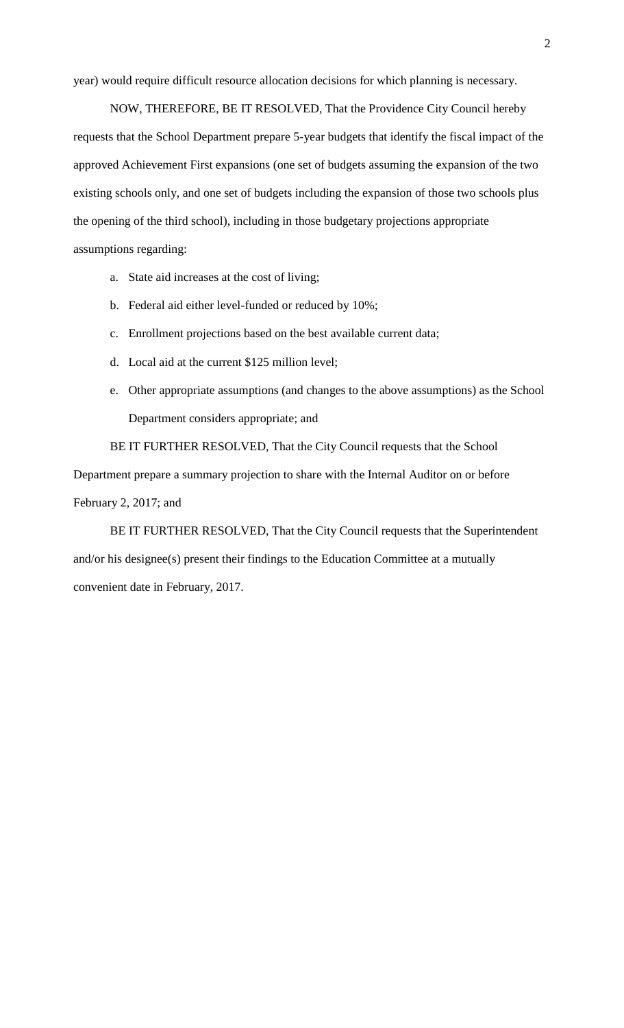year) would require difficult resource allocation decisions for which planning is necessary.

NOW, THEREFORE, BE IT RESOLVED, That the Providence City Council hereby requests that the School Department prepare 5-year budgets that identify the fiscal impact of the approved Achievement First expansions (one set of budgets assuming the expansion of the two existing schools only, and one set of budgets including the expansion of those two schools plus the opening of the third school), including in those budgetary projections appropriate assumptions regarding:

a. State aid increases at the cost of living;
b. Federal aid either level-funded or reduced by 10%;
c. Enrollment projections based on the best available current data;
d. Local aid at the current $125 million level;
e. Other appropriate assumptions (and changes to the above assumptions) as the School Department considers appropriate; and

BE IT FURTHER RESOLVED, That the City Council requests that the School Department prepare a summary projection to share with the Internal Auditor on or before February 2, 2017; and

BE IT FURTHER RESOLVED, That the City Council requests that the Superintendent and/or his designee(s) present their findings to the Education Committee at a mutually convenient date in February, 2017.